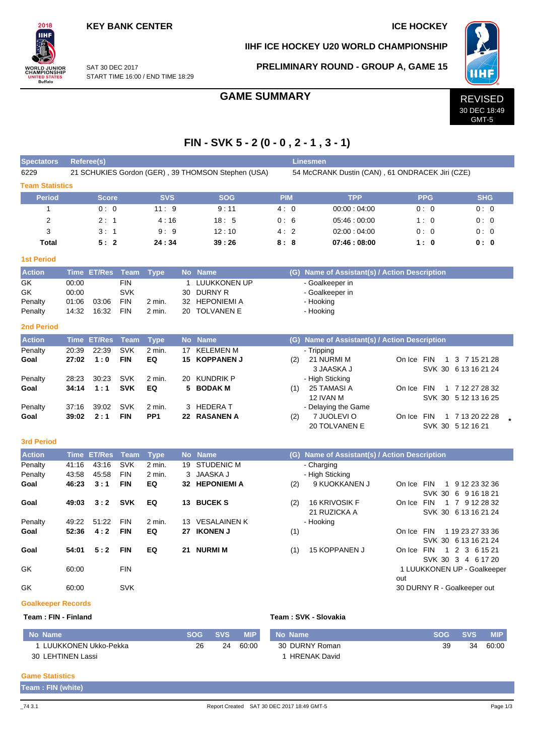KEY BANK CENTER

ICE HOCKEY

IIHF ICE HOCKEY U20 WORLD CHAMPIONSHIP

SAT 30 DEC 2017
START TIME 16:00 / END TIME 18:29

PRELIMINARY ROUND - GROUP A, GAME 15

# GAME SUMMARY

REVISED
30 DEC 18:49
GMT-5

## FIN - SVK 5 - 2 (0 - 0 , 2 - 1 , 3 - 1)

| Spectators | Referee(s) | Linesmen |
|---|---|---|
| 6229 | 21 SCHUKIES Gordon (GER) , 39 THOMSON Stephen (USA) | 54 McCRANK Dustin (CAN) , 61 ONDRACEK Jiri (CZE) |

### Team Statistics

| Period | Score | SVS | SOG | PIM | TPP | PPG | SHG |
|---|---|---|---|---|---|---|---|
| 1 | 0 : 0 | 11 : 9 | 9 : 11 | 4 : 0 | 00:00 : 04:00 | 0 : 0 | 0 : 0 |
| 2 | 2 : 1 | 4 : 16 | 18 : 5 | 0 : 6 | 05:46 : 00:00 | 1 : 0 | 0 : 0 |
| 3 | 3 : 1 | 9 : 9 | 12 : 10 | 4 : 2 | 02:00 : 04:00 | 0 : 0 | 0 : 0 |
| **Total** | **5 : 2** | **24 : 34** | **39 : 26** | **8 : 8** | **07:46 : 08:00** | **1 : 0** | **0 : 0** |

### 1st Period

| Action | Time | ET/Res | Team | Type | No | Name | (G) | Name of Assistant(s) / Action Description | |
|---|---|---|---|---|---|---|---|---|---|
| GK | 00:00 | | FIN | | 1 | LUUKKONEN UP | | - Goalkeeper in | |
| GK | 00:00 | | SVK | | 30 | DURNY R | | - Goalkeeper in | |
| Penalty | 01:06 | 03:06 | FIN | 2 min. | 32 | HEPONIEMI A | | - Hooking | |
| Penalty | 14:32 | 16:32 | FIN | 2 min. | 20 | TOLVANEN E | | - Hooking | |

### 2nd Period

| Action | Time | ET/Res | Team | Type | No | Name | (G) | Name of Assistant(s) / Action Description | |
|---|---|---|---|---|---|---|---|---|---|
| Penalty | 20:39 | 22:39 | SVK | 2 min. | 17 | KELEMEN M | | - Tripping | |
| **Goal** | **27:02** | **1 : 0** | **FIN** | **EQ** | **15** | **KOPPANEN J** | (2) | 21 NURMI M<br>3 JAASKA J | On Ice FIN 1 3 7 15 21 28<br>SVK 30 6 13 16 21 24 |
| Penalty | 28:23 | 30:23 | SVK | 2 min. | 20 | KUNDRIK P | | - High Sticking | |
| **Goal** | **34:14** | **1 : 1** | **SVK** | **EQ** | **5** | **BODAK M** | (1) | 25 TAMASI A<br>12 IVAN M | On Ice FIN 1 7 12 27 28 32<br>SVK 30 5 12 13 16 25 |
| Penalty | 37:16 | 39:02 | SVK | 2 min. | 3 | HEDERA T | | - Delaying the Game | |
| **Goal** | **39:02** | **2 : 1** | **FIN** | **PP1** | **22** | **RASANEN A** | (2) | 7 JUOLEVI O<br>20 TOLVANEN E | On Ice FIN 1 7 13 20 22 28 *<br>SVK 30 5 12 16 21 |

### 3rd Period

| Action | Time | ET/Res | Team | Type | No | Name | (G) | Name of Assistant(s) / Action Description | |
|---|---|---|---|---|---|---|---|---|---|
| Penalty | 41:16 | 43:16 | SVK | 2 min. | 19 | STUDENIC M | | - Charging | |
| Penalty | 43:58 | 45:58 | FIN | 2 min. | 3 | JAASKA J | | - High Sticking | |
| **Goal** | **46:23** | **3 : 1** | **FIN** | **EQ** | **32** | **HEPONIEMI A** | (2) | 9 KUOKKANEN J | On Ice FIN 1 9 12 23 32 36<br>SVK 30 6 9 16 18 21 |
| **Goal** | **49:03** | **3 : 2** | **SVK** | **EQ** | **13** | **BUCEK S** | (2) | 16 KRIVOSIK F<br>21 RUZICKA A | On Ice FIN 1 7 9 12 28 32<br>SVK 30 6 13 16 21 24 |
| Penalty | 49:22 | 51:22 | FIN | 2 min. | 13 | VESALAINEN K | | - Hooking | |
| **Goal** | **52:36** | **4 : 2** | **FIN** | **EQ** | **27** | **IKONEN J** | (1) | | On Ice FIN 1 19 23 27 33 36<br>SVK 30 6 13 16 21 24 |
| **Goal** | **54:01** | **5 : 2** | **FIN** | **EQ** | **21** | **NURMI M** | (1) | 15 KOPPANEN J | On Ice FIN 1 2 3 6 15 21<br>SVK 30 3 4 6 17 20 |
| GK | 60:00 | | FIN | | | | | | 1 LUUKKONEN UP - Goalkeeper out |
| GK | 60:00 | | SVK | | | | | | 30 DURNY R - Goalkeeper out |

### Goalkeeper Records

**Team : FIN - Finland**

| No | Name | SOG | SVS | MIP |
|---|---|---|---|---|
| 1 | LUUKKONEN Ukko-Pekka | 26 | 24 | 60:00 |
| 30 | LEHTINEN Lassi | | | |

**Team : SVK - Slovakia**

| No | Name | SOG | SVS | MIP |
|---|---|---|---|---|
| 30 | DURNY Roman | 39 | 34 | 60:00 |
| 1 | HRENAK David | | | |

### Game Statistics

**Team : FIN (white)**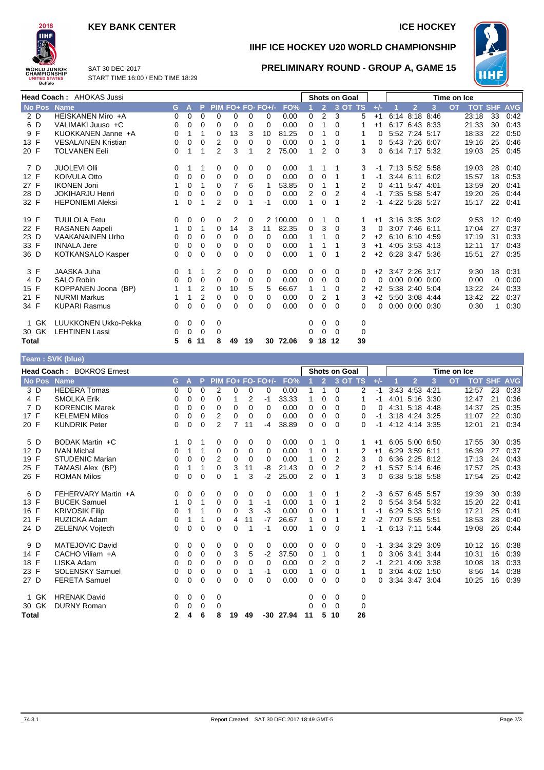# KEY BANK CENTER

ICE HOCKEY

## IIHF ICE HOCKEY U20 WORLD CHAMPIONSHIP

SAT 30 DEC 2017
START TIME 16:00 / END TIME 18:29

## PRELIMINARY ROUND - GROUP A, GAME 15

**Head Coach :** AHOKAS Jussi

| No | Pos | Name | G | A | P | PIM | FO+ | FO- | FO+/- | FO% | SOG 1 | SOG 2 | SOG 3 | SOG OT | SOG TS | +/- | TOI 1 | TOI 2 | TOI 3 | TOI OT | TOT | SHF | AVG |
|---|---|---|---|---|---|---|---|---|---|---|---|---|---|---|---|---|---|---|---|---|---|---|---|
| 2 | D | HEISKANEN Miro +A | 0 | 0 | 0 | 0 | 0 | 0 | 0 | 0.00 | 0 | 2 | 3 | | 5 | +1 | 6:14 | 8:18 | 8:46 | | 23:18 | 33 | 0:42 |
| 6 | D | VALIMAKI Juuso +C | 0 | 0 | 0 | 0 | 0 | 0 | 0 | 0.00 | 0 | 1 | 0 | | 1 | +1 | 6:17 | 6:43 | 8:33 | | 21:33 | 30 | 0:43 |
| 9 | F | KUOKKANEN Janne +A | 0 | 1 | 1 | 0 | 13 | 3 | 10 | 81.25 | 0 | 1 | 0 | | 1 | 0 | 5:52 | 7:24 | 5:17 | | 18:33 | 22 | 0:50 |
| 13 | F | VESALAINEN Kristian | 0 | 0 | 0 | 2 | 0 | 0 | 0 | 0.00 | 0 | 1 | 0 | | 1 | 0 | 5:43 | 7:26 | 6:07 | | 19:16 | 25 | 0:46 |
| 20 | F | TOLVANEN Eeli | 0 | 1 | 1 | 2 | 3 | 1 | 2 | 75.00 | 1 | 2 | 0 | | 3 | 0 | 6:14 | 7:17 | 5:32 | | 19:03 | 25 | 0:45 |
| 7 | D | JUOLEVI Olli | 0 | 1 | 1 | 0 | 0 | 0 | 0 | 0.00 | 1 | 1 | 1 | | 3 | -1 | 7:13 | 5:52 | 5:58 | | 19:03 | 28 | 0:40 |
| 12 | F | KOIVULA Otto | 0 | 0 | 0 | 0 | 0 | 0 | 0 | 0.00 | 0 | 0 | 1 | | 1 | -1 | 3:44 | 6:11 | 6:02 | | 15:57 | 18 | 0:53 |
| 27 | F | IKONEN Joni | 1 | 0 | 1 | 0 | 7 | 6 | 1 | 53.85 | 0 | 1 | 1 | | 2 | 0 | 4:11 | 5:47 | 4:01 | | 13:59 | 20 | 0:41 |
| 28 | D | JOKIHARJU Henri | 0 | 0 | 0 | 0 | 0 | 0 | 0 | 0.00 | 2 | 0 | 2 | | 4 | -1 | 7:35 | 5:58 | 5:47 | | 19:20 | 26 | 0:44 |
| 32 | F | HEPONIEMI Aleksi | 1 | 0 | 1 | 2 | 0 | 1 | -1 | 0.00 | 1 | 0 | 1 | | 2 | -1 | 4:22 | 5:28 | 5:27 | | 15:17 | 22 | 0:41 |
| 19 | F | TUULOLA Eetu | 0 | 0 | 0 | 0 | 2 | 0 | 2 | 100.00 | 0 | 1 | 0 | | 1 | +1 | 3:16 | 3:35 | 3:02 | | 9:53 | 12 | 0:49 |
| 22 | F | RASANEN Aapeli | 1 | 0 | 1 | 0 | 14 | 3 | 11 | 82.35 | 0 | 3 | 0 | | 3 | 0 | 3:07 | 7:46 | 6:11 | | 17:04 | 27 | 0:37 |
| 23 | D | VAAKANAINEN Urho | 0 | 0 | 0 | 0 | 0 | 0 | 0 | 0.00 | 1 | 1 | 0 | | 2 | +2 | 6:10 | 6:10 | 4:59 | | 17:19 | 31 | 0:33 |
| 33 | F | INNALA Jere | 0 | 0 | 0 | 0 | 0 | 0 | 0 | 0.00 | 1 | 1 | 1 | | 3 | +1 | 4:05 | 3:53 | 4:13 | | 12:11 | 17 | 0:43 |
| 36 | D | KOTKANSALO Kasper | 0 | 0 | 0 | 0 | 0 | 0 | 0 | 0.00 | 1 | 0 | 1 | | 2 | +2 | 6:28 | 3:47 | 5:36 | | 15:51 | 27 | 0:35 |
| 3 | F | JAASKA Juha | 0 | 1 | 1 | 2 | 0 | 0 | 0 | 0.00 | 0 | 0 | 0 | | 0 | +2 | 3:47 | 2:26 | 3:17 | | 9:30 | 18 | 0:31 |
| 4 | D | SALO Robin | 0 | 0 | 0 | 0 | 0 | 0 | 0 | 0.00 | 0 | 0 | 0 | | 0 | 0 | 0:00 | 0:00 | 0:00 | | 0:00 | 0 | 0:00 |
| 15 | F | KOPPANEN Joona (BP) | 1 | 1 | 2 | 0 | 10 | 5 | 5 | 66.67 | 1 | 1 | 0 | | 2 | +2 | 5:38 | 2:40 | 5:04 | | 13:22 | 24 | 0:33 |
| 21 | F | NURMI Markus | 1 | 1 | 2 | 0 | 0 | 0 | 0 | 0.00 | 0 | 2 | 1 | | 3 | +2 | 5:50 | 3:08 | 4:44 | | 13:42 | 22 | 0:37 |
| 34 | F | KUPARI Rasmus | 0 | 0 | 0 | 0 | 0 | 0 | 0 | 0.00 | 0 | 0 | 0 | | 0 | 0 | 0:00 | 0:00 | 0:30 | | 0:30 | 1 | 0:30 |
| 1 | GK | LUUKKONEN Ukko-Pekka | 0 | 0 | 0 | 0 | | | | | 0 | 0 | 0 | | 0 | | | | | | | | |
| 30 | GK | LEHTINEN Lassi | 0 | 0 | 0 | 0 | | | | | 0 | 0 | 0 | | 0 | | | | | | | | |
| **Total** | | | **5** | **6** | **11** | **8** | **49** | **19** | **30** | **72.06** | **9** | **18** | **12** | | **39** | | | | | | | | |

## Team : SVK (blue)

**Head Coach :** BOKROS Ernest

| No | Pos | Name | G | A | P | PIM | FO+ | FO- | FO+/- | FO% | SOG 1 | SOG 2 | SOG 3 | SOG OT | SOG TS | +/- | TOI 1 | TOI 2 | TOI 3 | TOI OT | TOT | SHF | AVG |
|---|---|---|---|---|---|---|---|---|---|---|---|---|---|---|---|---|---|---|---|---|---|---|---|
| 3 | D | HEDERA Tomas | 0 | 0 | 0 | 2 | 0 | 0 | 0 | 0.00 | 1 | 1 | 0 | | 2 | -1 | 3:43 | 4:53 | 4:21 | | 12:57 | 23 | 0:33 |
| 4 | F | SMOLKA Erik | 0 | 0 | 0 | 0 | 1 | 2 | -1 | 33.33 | 1 | 0 | 0 | | 1 | -1 | 4:01 | 5:16 | 3:30 | | 12:47 | 21 | 0:36 |
| 7 | D | KORENCIK Marek | 0 | 0 | 0 | 0 | 0 | 0 | 0 | 0.00 | 0 | 0 | 0 | | 0 | 0 | 4:31 | 5:18 | 4:48 | | 14:37 | 25 | 0:35 |
| 17 | F | KELEMEN Milos | 0 | 0 | 0 | 2 | 0 | 0 | 0 | 0.00 | 0 | 0 | 0 | | 0 | -1 | 3:18 | 4:24 | 3:25 | | 11:07 | 22 | 0:30 |
| 20 | F | KUNDRIK Peter | 0 | 0 | 0 | 2 | 7 | 11 | -4 | 38.89 | 0 | 0 | 0 | | 0 | -1 | 4:12 | 4:14 | 3:35 | | 12:01 | 21 | 0:34 |
| 5 | D | BODAK Martin +C | 1 | 0 | 1 | 0 | 0 | 0 | 0 | 0.00 | 0 | 1 | 0 | | 1 | +1 | 6:05 | 5:00 | 6:50 | | 17:55 | 30 | 0:35 |
| 12 | D | IVAN Michal | 0 | 1 | 1 | 0 | 0 | 0 | 0 | 0.00 | 1 | 0 | 1 | | 2 | +1 | 6:29 | 3:59 | 6:11 | | 16:39 | 27 | 0:37 |
| 19 | F | STUDENIC Marian | 0 | 0 | 0 | 2 | 0 | 0 | 0 | 0.00 | 1 | 0 | 2 | | 3 | 0 | 6:36 | 2:25 | 8:12 | | 17:13 | 24 | 0:43 |
| 25 | F | TAMASI Alex (BP) | 0 | 1 | 1 | 0 | 3 | 11 | -8 | 21.43 | 0 | 0 | 2 | | 2 | +1 | 5:57 | 5:14 | 6:46 | | 17:57 | 25 | 0:43 |
| 26 | F | ROMAN Milos | 0 | 0 | 0 | 0 | 1 | 3 | -2 | 25.00 | 2 | 0 | 1 | | 3 | 0 | 6:38 | 5:18 | 5:58 | | 17:54 | 25 | 0:42 |
| 6 | D | FEHERVARY Martin +A | 0 | 0 | 0 | 0 | 0 | 0 | 0 | 0.00 | 1 | 0 | 1 | | 2 | -3 | 6:57 | 6:45 | 5:57 | | 19:39 | 30 | 0:39 |
| 13 | F | BUCEK Samuel | 1 | 0 | 1 | 0 | 0 | 1 | -1 | 0.00 | 1 | 0 | 1 | | 2 | 0 | 5:54 | 3:54 | 5:32 | | 15:20 | 22 | 0:41 |
| 16 | F | KRIVOSIK Filip | 0 | 1 | 1 | 0 | 0 | 3 | -3 | 0.00 | 0 | 0 | 1 | | 1 | -1 | 6:29 | 5:33 | 5:19 | | 17:21 | 25 | 0:41 |
| 21 | F | RUZICKA Adam | 0 | 1 | 1 | 0 | 4 | 11 | -7 | 26.67 | 1 | 0 | 1 | | 2 | -2 | 7:07 | 5:55 | 5:51 | | 18:53 | 28 | 0:40 |
| 24 | D | ZELENAK Vojtech | 0 | 0 | 0 | 0 | 0 | 1 | -1 | 0.00 | 1 | 0 | 0 | | 1 | -1 | 6:13 | 7:11 | 5:44 | | 19:08 | 26 | 0:44 |
| 9 | D | MATEJOVIC David | 0 | 0 | 0 | 0 | 0 | 0 | 0 | 0.00 | 0 | 0 | 0 | | 0 | -1 | 3:34 | 3:29 | 3:09 | | 10:12 | 16 | 0:38 |
| 14 | F | CACHO Viliam +A | 0 | 0 | 0 | 0 | 3 | 5 | -2 | 37.50 | 0 | 1 | 0 | | 1 | 0 | 3:06 | 3:41 | 3:44 | | 10:31 | 16 | 0:39 |
| 18 | F | LISKA Adam | 0 | 0 | 0 | 0 | 0 | 0 | 0 | 0.00 | 0 | 2 | 0 | | 2 | -1 | 2:21 | 4:09 | 3:38 | | 10:08 | 18 | 0:33 |
| 23 | F | SOLENSKY Samuel | 0 | 0 | 0 | 0 | 0 | 1 | -1 | 0.00 | 1 | 0 | 0 | | 1 | 0 | 3:04 | 4:02 | 1:50 | | 8:56 | 14 | 0:38 |
| 27 | D | FERETA Samuel | 0 | 0 | 0 | 0 | 0 | 0 | 0 | 0.00 | 0 | 0 | 0 | | 0 | 0 | 3:34 | 3:47 | 3:04 | | 10:25 | 16 | 0:39 |
| 1 | GK | HRENAK David | 0 | 0 | 0 | 0 | | | | | 0 | 0 | 0 | | 0 | | | | | | | | |
| 30 | GK | DURNY Roman | 0 | 0 | 0 | 0 | | | | | 0 | 0 | 0 | | 0 | | | | | | | | |
| **Total** | | | **2** | **4** | **6** | **8** | **19** | **49** | **-30** | **27.94** | **11** | **5** | **10** | | **26** | | | | | | | | |

_74 3.1 Report Created SAT 30 DEC 2017 18:49 GMT-5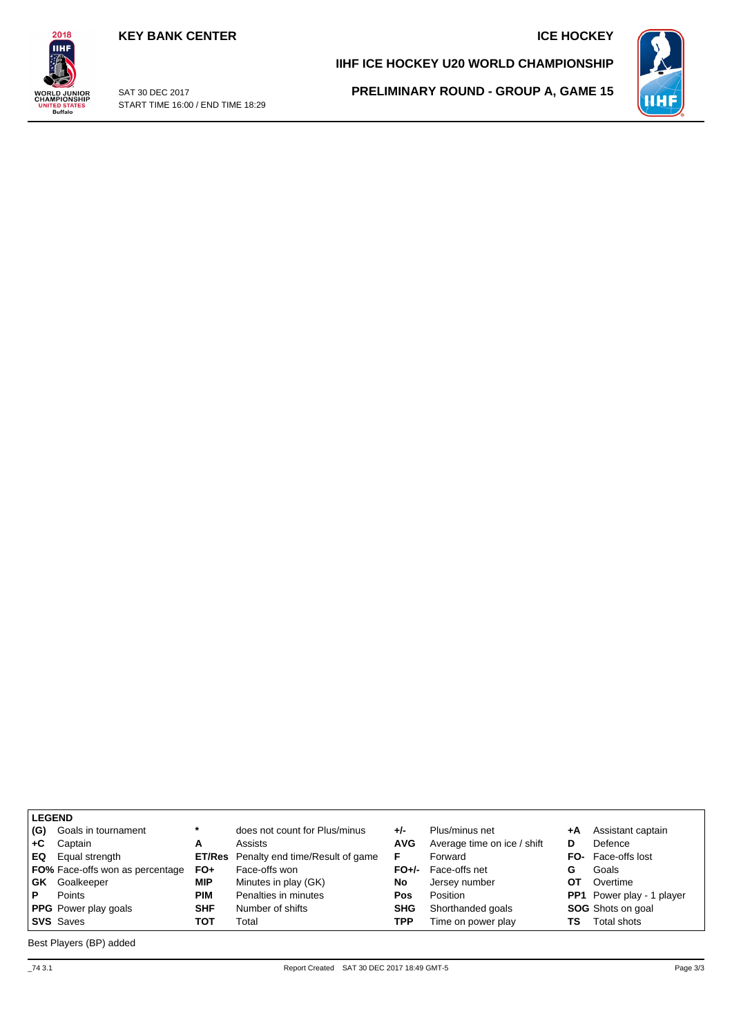**LEGEND**

| | | | | | | | |
|---|---|---|---|---|---|---|---|
| **(G)** | Goals in tournament | **\*** | does not count for Plus/minus | **+/-** | Plus/minus net | **+A** | Assistant captain |
| **+C** | Captain | **A** | Assists | **AVG** | Average time on ice / shift | **D** | Defence |
| **EQ** | Equal strength | **ET/Res** | Penalty end time/Result of game | **F** | Forward | **FO-** | Face-offs lost |
| **FO%** | Face-offs won as percentage | **FO+** | Face-offs won | **FO+/-** | Face-offs net | **G** | Goals |
| **GK** | Goalkeeper | **MIP** | Minutes in play (GK) | **No** | Jersey number | **OT** | Overtime |
| **P** | Points | **PIM** | Penalties in minutes | **Pos** | Position | **PP1** | Power play - 1 player |
| **PPG** | Power play goals | **SHF** | Number of shifts | **SHG** | Shorthanded goals | **SOG** | Shots on goal |
| **SVS** | Saves | **TOT** | Total | **TPP** | Time on power play | **TS** | Total shots |

Best Players (BP) added